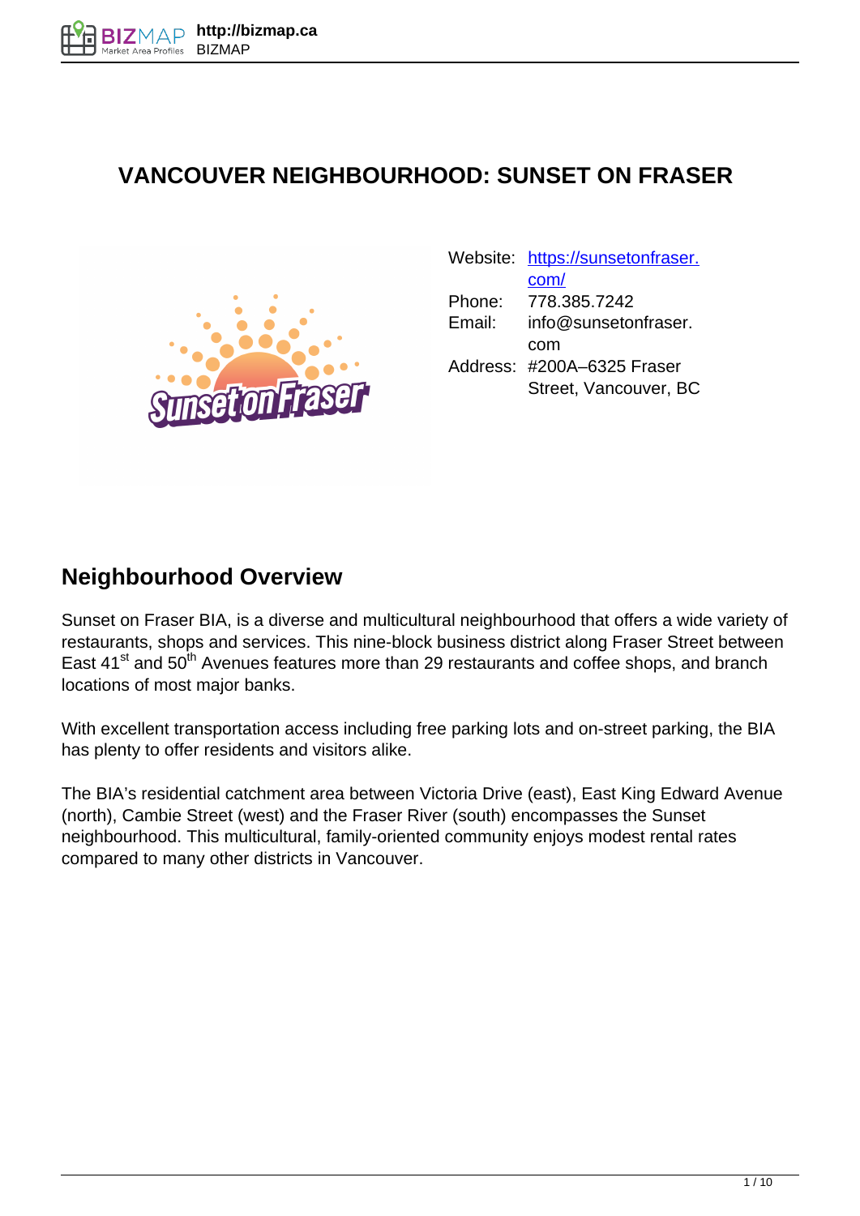# VANCOUVER NEIGHBOURHOOD: SUNSET ON FRASER

| | |
|---|---|
| Website: | [https://sunsetonfraser.com/](https://sunsetonfraser.com/) |
| Phone: | 778.385.7242 |
| Email: | info@sunsetonfraser.com |
| Address: | #200A–6325 Fraser Street, Vancouver, BC |

## Neighbourhood Overview

Sunset on Fraser BIA, is a diverse and multicultural neighbourhood that offers a wide variety of restaurants, shops and services. This nine-block business district along Fraser Street between East 41st and 50th Avenues features more than 29 restaurants and coffee shops, and branch locations of most major banks.

With excellent transportation access including free parking lots and on-street parking, the BIA has plenty to offer residents and visitors alike.

The BIA's residential catchment area between Victoria Drive (east), East King Edward Avenue (north), Cambie Street (west) and the Fraser River (south) encompasses the Sunset neighbourhood. This multicultural, family-oriented community enjoys modest rental rates compared to many other districts in Vancouver.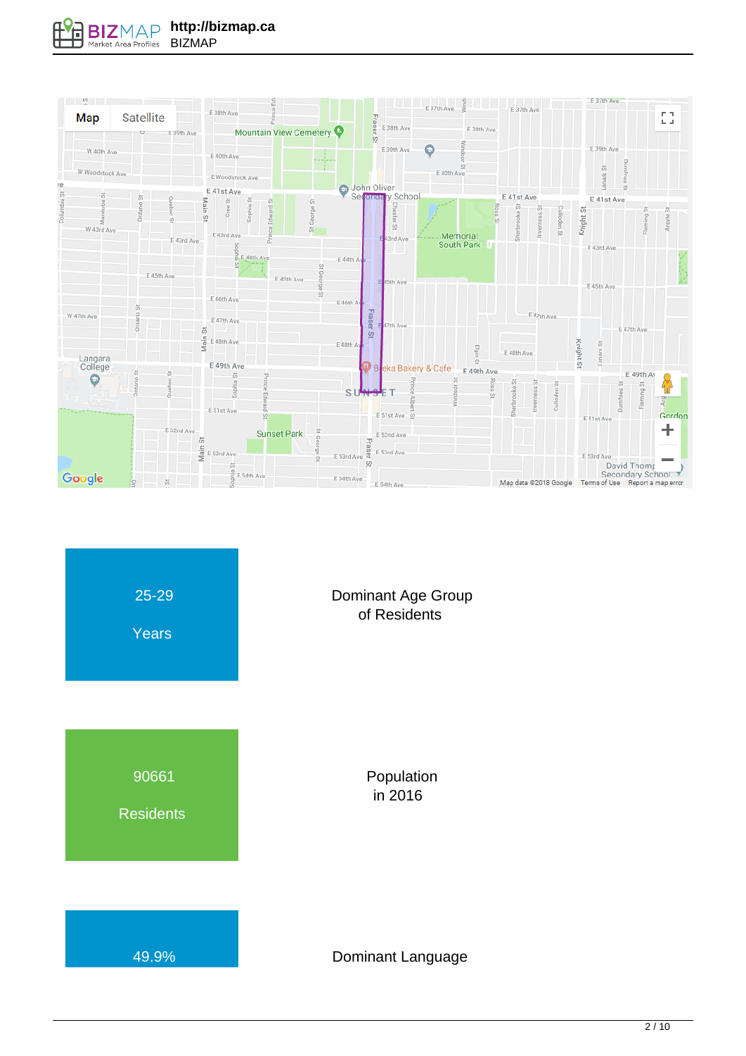25-29

Years

Dominant Age Group of Residents

90661

Residents

Population in 2016

49.9%

Dominant Language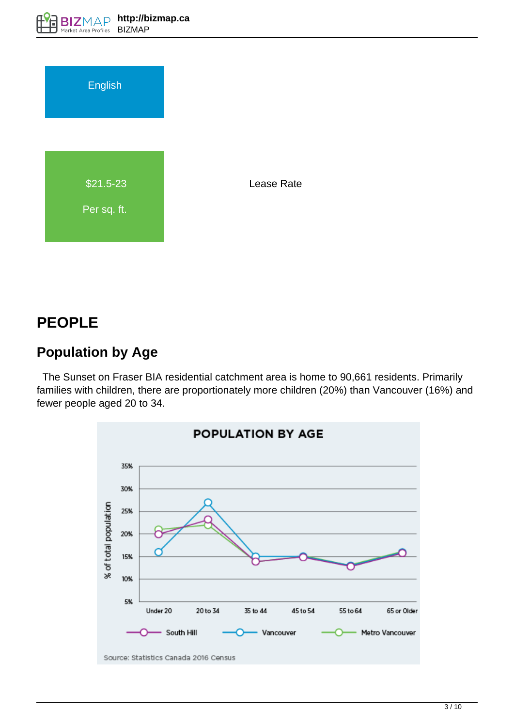English

$21.5-23

Per sq. ft.

Lease Rate

# PEOPLE

## Population by Age

The Sunset on Fraser BIA residential catchment area is home to 90,661 residents. Primarily families with children, there are proportionately more children (20%) than Vancouver (16%) and fewer people aged 20 to 34.

**POPULATION BY AGE**

| % of total population | Under 20 | 20 to 34 | 35 to 44 | 45 to 54 | 55 to 64 | 65 or Older |
|---|---|---|---|---|---|---|
| South Hill | 20% | 23% | 14% | 15% | 13% | 16% |
| Vancouver | 16% | 27% | 15% | 15% | 13% | 16% |
| Metro Vancouver | 21% | 22% | 14% | 15% | 13% | 16% |

Source: Statistics Canada 2016 Census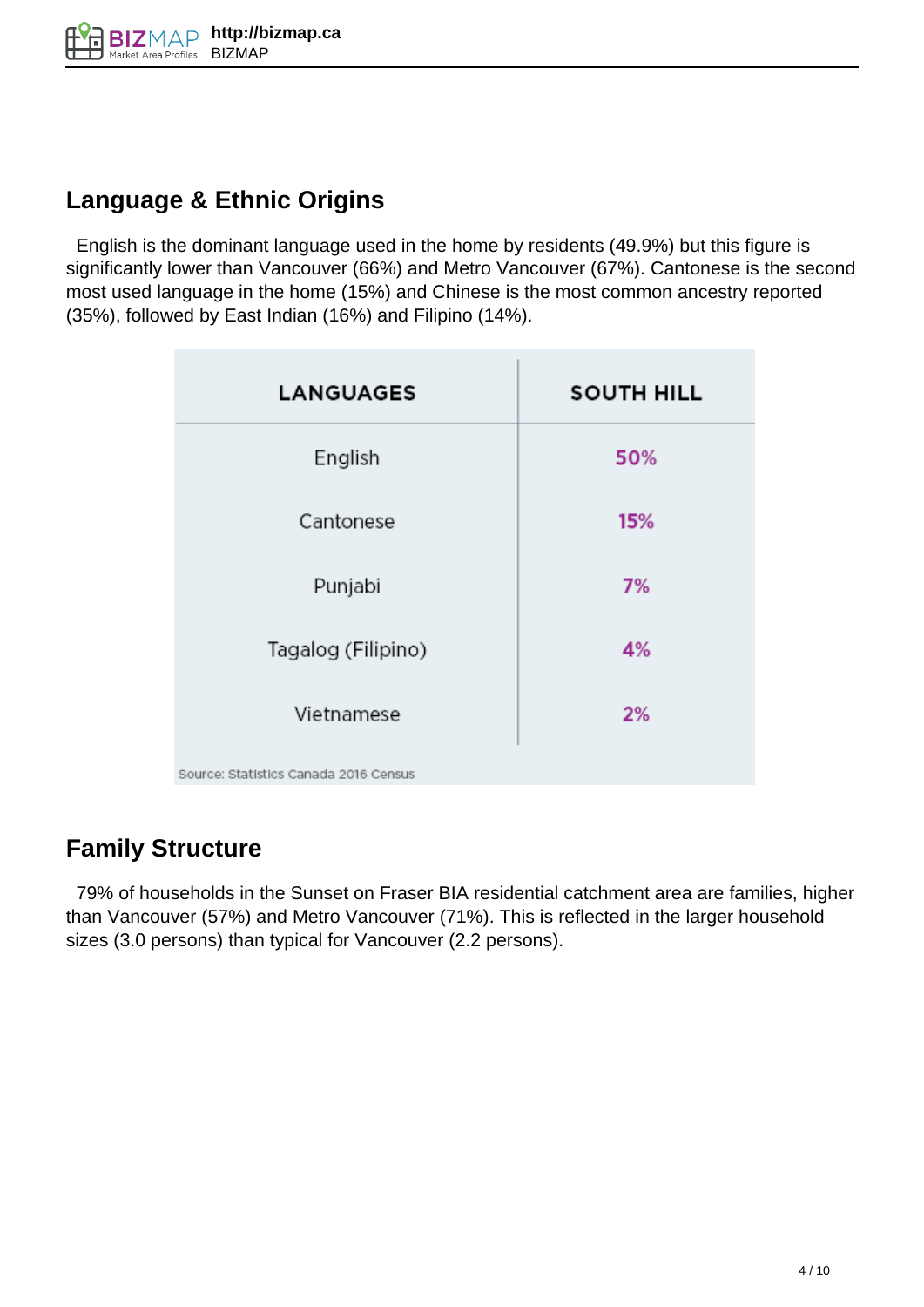## Language & Ethnic Origins

English is the dominant language used in the home by residents (49.9%) but this figure is significantly lower than Vancouver (66%) and Metro Vancouver (67%). Cantonese is the second most used language in the home (15%) and Chinese is the most common ancestry reported (35%), followed by East Indian (16%) and Filipino (14%).

| LANGUAGES | SOUTH HILL |
| --- | --- |
| English | 50% |
| Cantonese | 15% |
| Punjabi | 7% |
| Tagalog (Filipino) | 4% |
| Vietnamese | 2% |

Source: Statistics Canada 2016 Census

## Family Structure

79% of households in the Sunset on Fraser BIA residential catchment area are families, higher than Vancouver (57%) and Metro Vancouver (71%). This is reflected in the larger household sizes (3.0 persons) than typical for Vancouver (2.2 persons).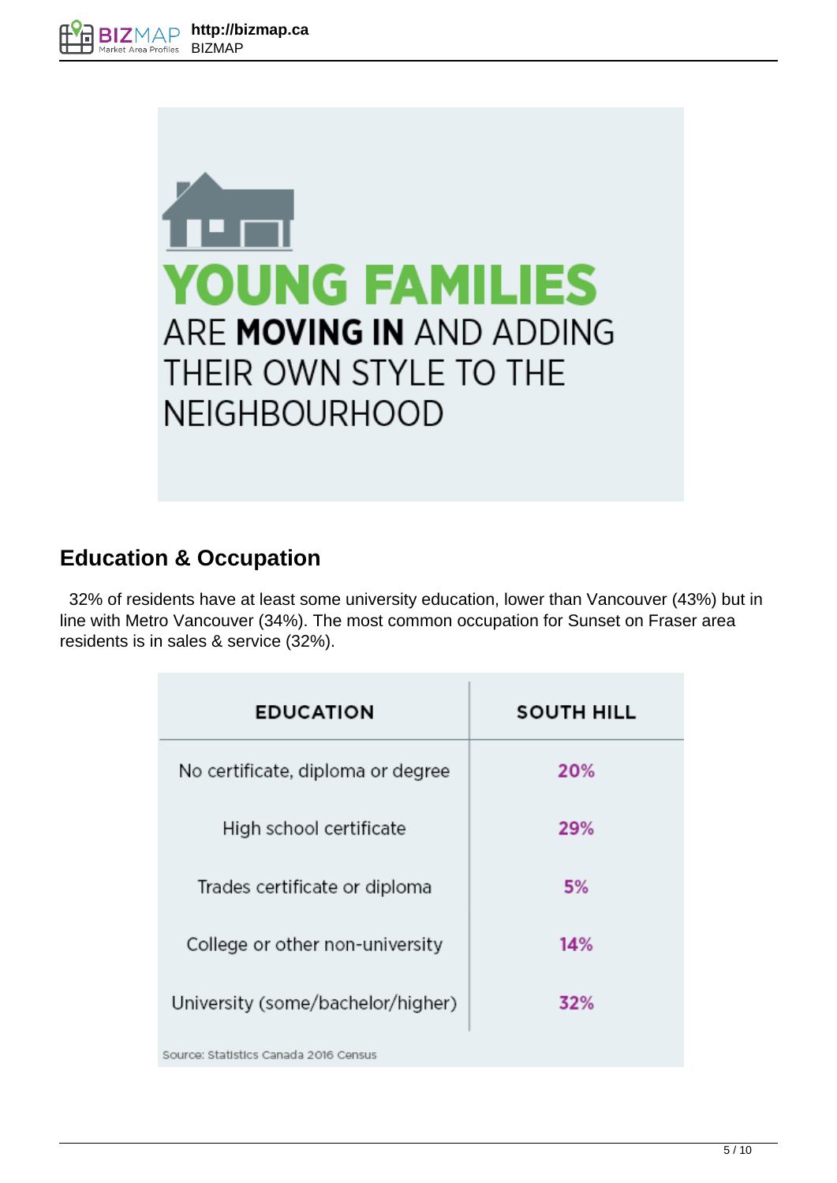**YOUNG FAMILIES** ARE **MOVING IN** AND ADDING THEIR OWN STYLE TO THE NEIGHBOURHOOD

## Education & Occupation

32% of residents have at least some university education, lower than Vancouver (43%) but in line with Metro Vancouver (34%). The most common occupation for Sunset on Fraser area residents is in sales & service (32%).

| EDUCATION | SOUTH HILL |
|---|---|
| No certificate, diploma or degree | 20% |
| High school certificate | 29% |
| Trades certificate or diploma | 5% |
| College or other non-university | 14% |
| University (some/bachelor/higher) | 32% |

Source: Statistics Canada 2016 Census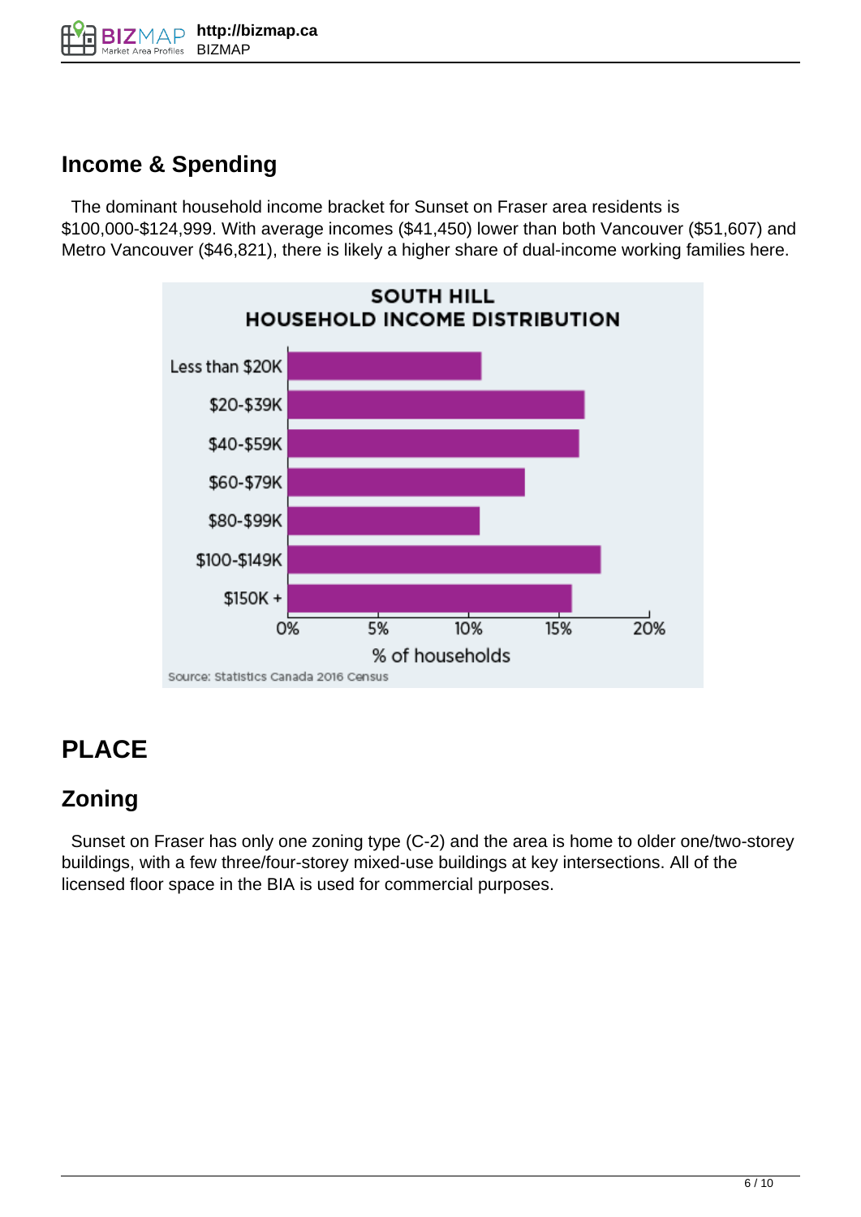## Income & Spending

The dominant household income bracket for Sunset on Fraser area residents is $100,000-$124,999. With average incomes ($41,450) lower than both Vancouver ($51,607) and Metro Vancouver ($46,821), there is likely a higher share of dual-income working families here.

**SOUTH HILL**
**HOUSEHOLD INCOME DISTRIBUTION**

Less than $20K
$20-$39K
$40-$59K
$60-$79K
$80-$99K
$100-$149K
$150K +

0% 5% 10% 15% 20%

% of households

Source: Statistics Canada 2016 Census

# PLACE

## Zoning

Sunset on Fraser has only one zoning type (C-2) and the area is home to older one/two-storey buildings, with a few three/four-storey mixed-use buildings at key intersections. All of the licensed floor space in the BIA is used for commercial purposes.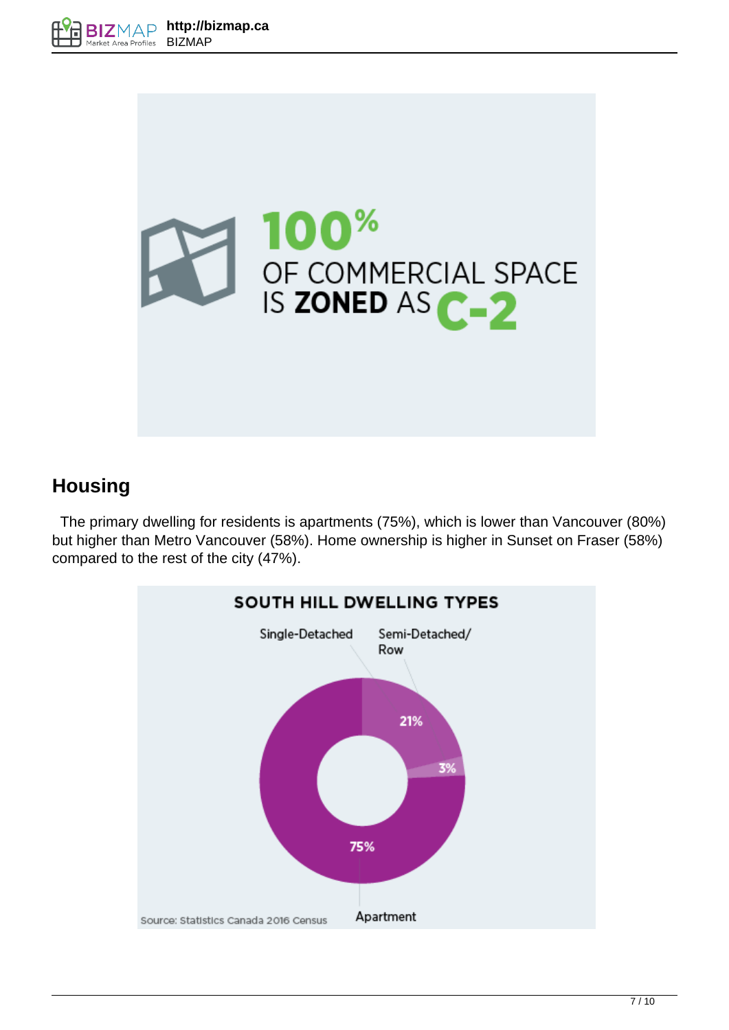100%
OF COMMERCIAL SPACE
IS **ZONED** AS C-2

## Housing

The primary dwelling for residents is apartments (75%), which is lower than Vancouver (80%) but higher than Metro Vancouver (58%). Home ownership is higher in Sunset on Fraser (58%) compared to the rest of the city (47%).

**SOUTH HILL DWELLING TYPES**

| Dwelling Type | Share |
| --- | --- |
| Single-Detached | 21% |
| Semi-Detached/Row | 3% |
| Apartment | 75% |

Source: Statistics Canada 2016 Census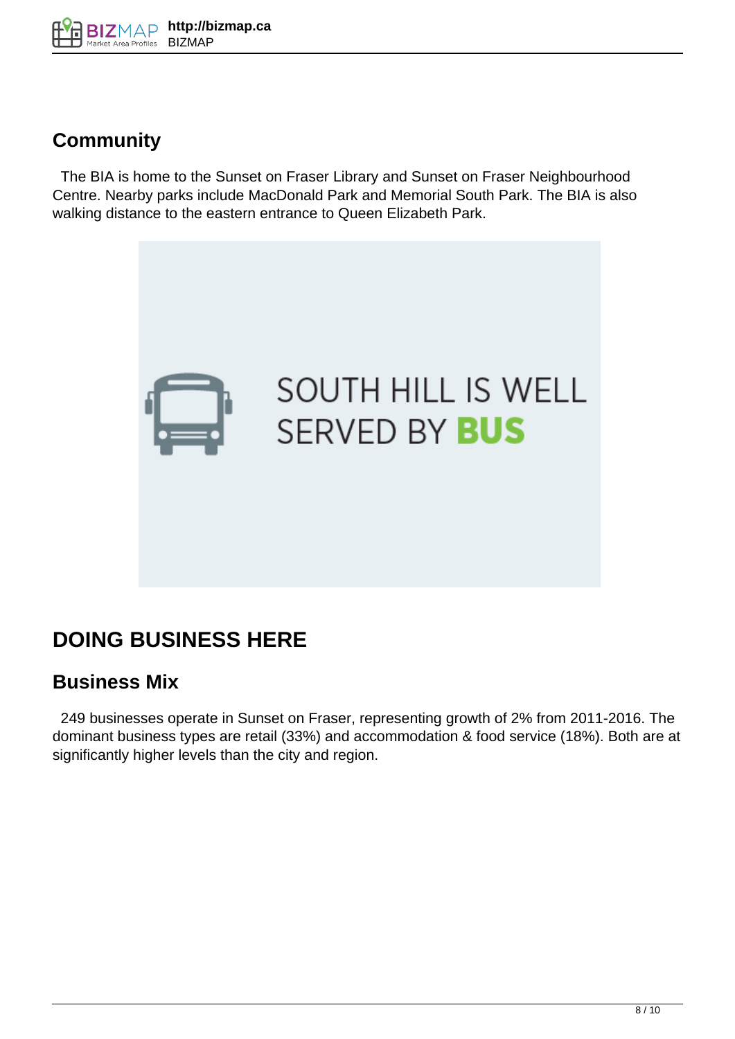## Community

The BIA is home to the Sunset on Fraser Library and Sunset on Fraser Neighbourhood Centre. Nearby parks include MacDonald Park and Memorial South Park. The BIA is also walking distance to the eastern entrance to Queen Elizabeth Park.

SOUTH HILL IS WELL SERVED BY **BUS**

# DOING BUSINESS HERE

## Business Mix

249 businesses operate in Sunset on Fraser, representing growth of 2% from 2011-2016. The dominant business types are retail (33%) and accommodation & food service (18%). Both are at significantly higher levels than the city and region.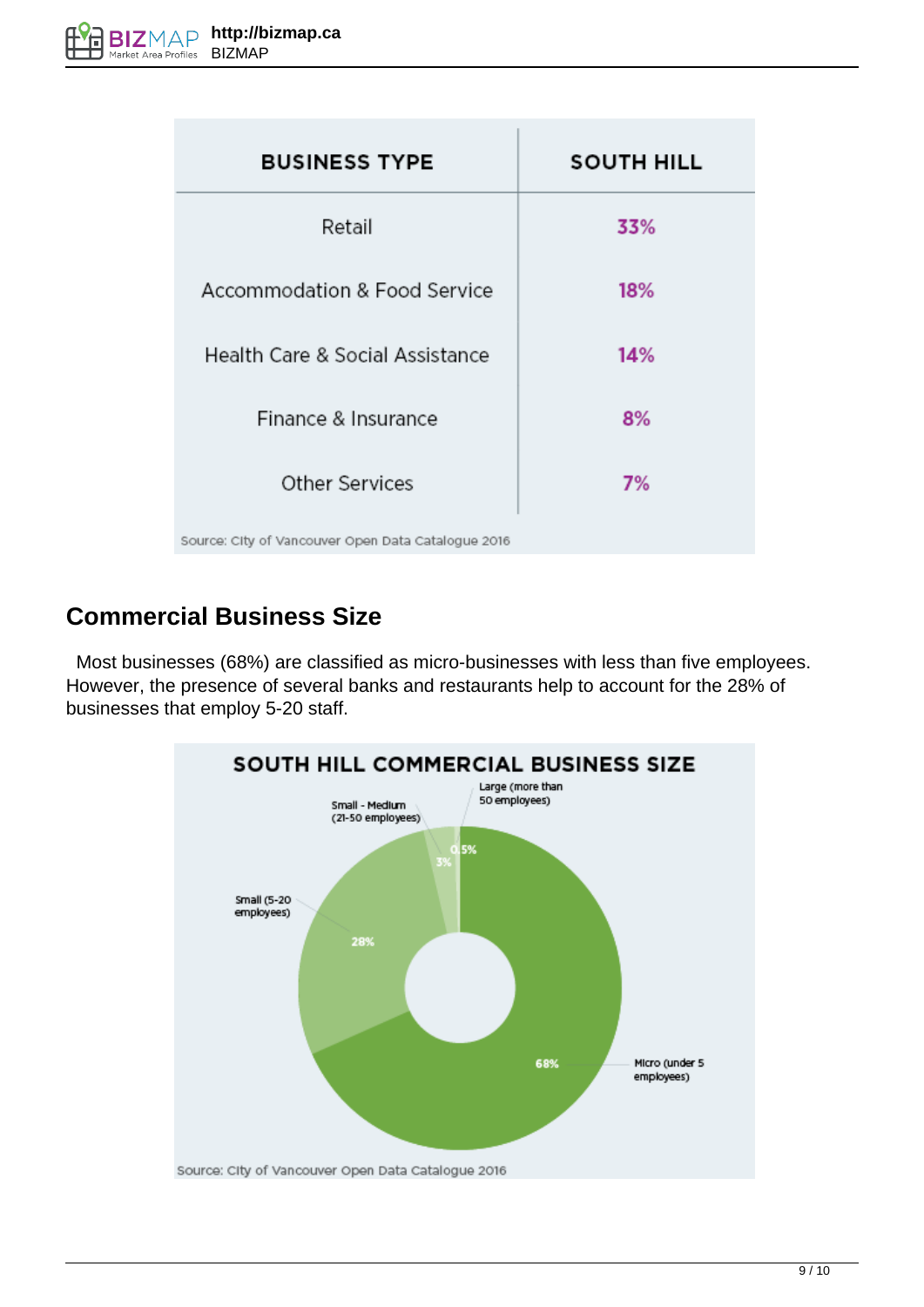| BUSINESS TYPE | SOUTH HILL |
|---|---|
| Retail | 33% |
| Accommodation & Food Service | 18% |
| Health Care & Social Assistance | 14% |
| Finance & Insurance | 8% |
| Other Services | 7% |

Source: City of Vancouver Open Data Catalogue 2016

## Commercial Business Size

Most businesses (68%) are classified as micro-businesses with less than five employees. However, the presence of several banks and restaurants help to account for the 28% of businesses that employ 5-20 staff.

**SOUTH HILL COMMERCIAL BUSINESS SIZE**

| Business Size | Share |
|---|---|
| Micro (under 5 employees) | 68% |
| Small (5-20 employees) | 28% |
| Small - Medium (21-50 employees) | 3% |
| Large (more than 50 employees) | 0.5% |

Source: City of Vancouver Open Data Catalogue 2016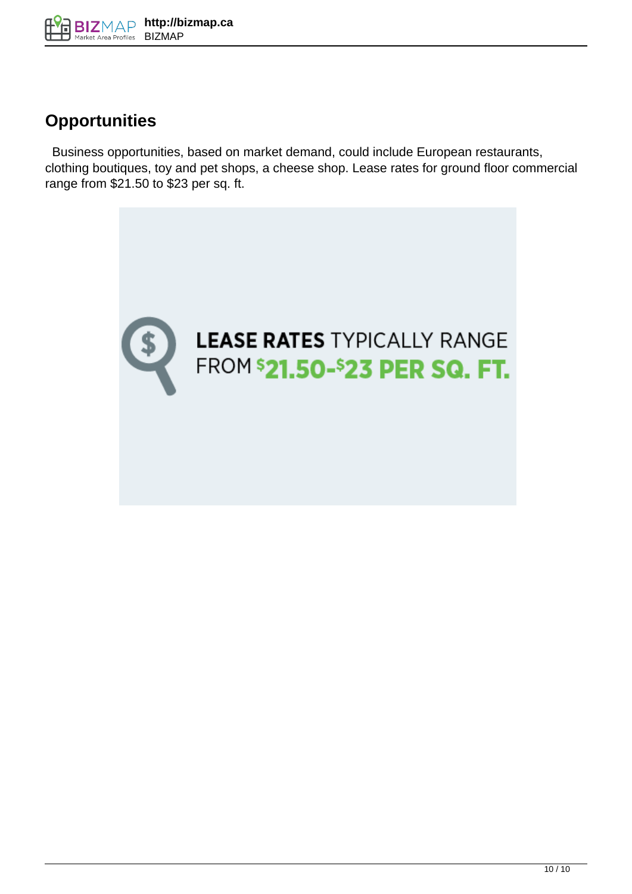## Opportunities

Business opportunities, based on market demand, could include European restaurants, clothing boutiques, toy and pet shops, a cheese shop. Lease rates for ground floor commercial range from $21.50 to $23 per sq. ft.

LEASE RATES TYPICALLY RANGE FROM $21.50-$23 PER SQ. FT.